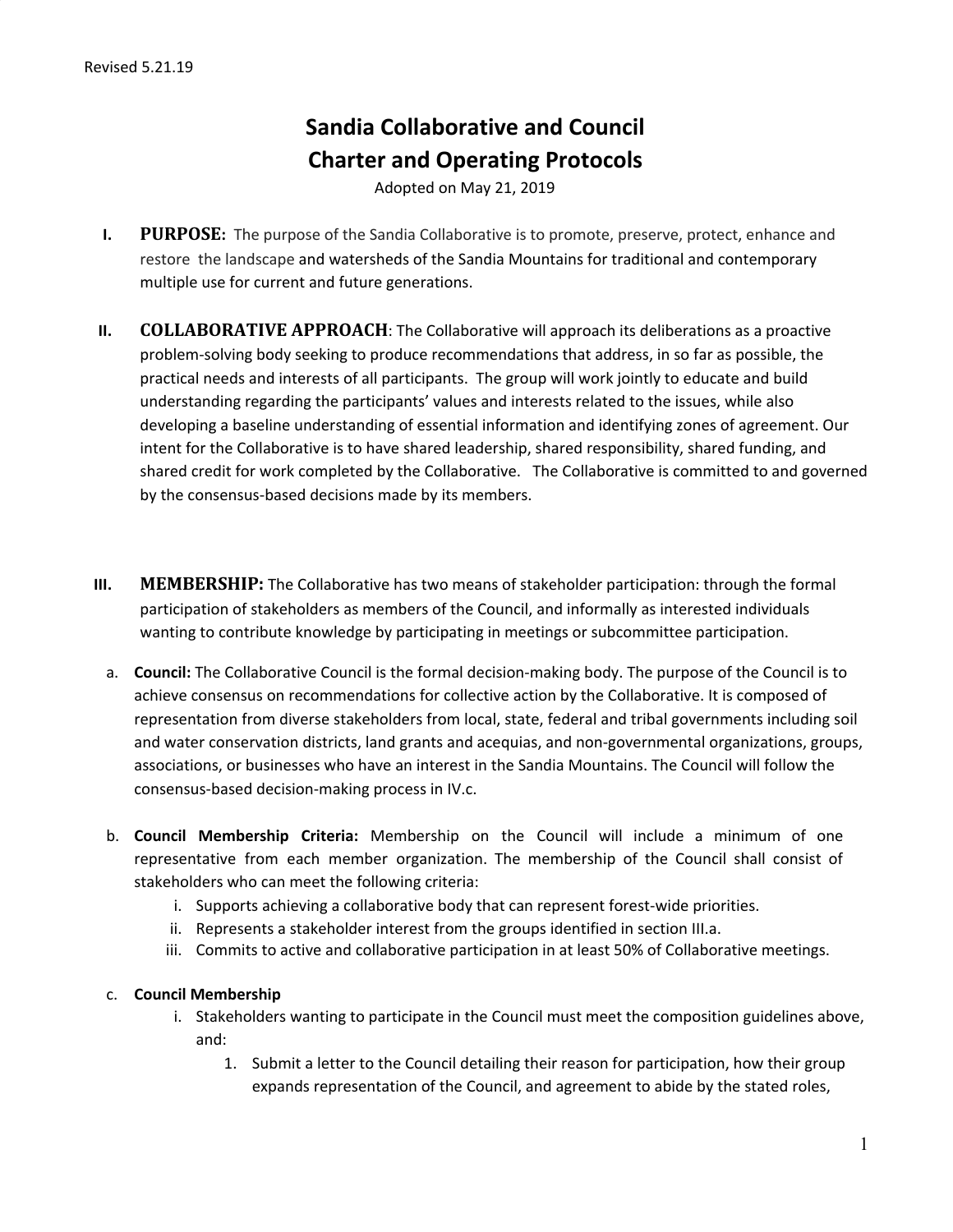Revised 5.21.19

# Sandia Collaborative and Council
# Charter and Operating Protocols

Adopted on May 21, 2019

**I. PURPOSE:** The purpose of the Sandia Collaborative is to promote, preserve, protect, enhance and restore the landscape and watersheds of the Sandia Mountains for traditional and contemporary multiple use for current and future generations.

**II. COLLABORATIVE APPROACH**: The Collaborative will approach its deliberations as a proactive problem-solving body seeking to produce recommendations that address, in so far as possible, the practical needs and interests of all participants. The group will work jointly to educate and build understanding regarding the participants' values and interests related to the issues, while also developing a baseline understanding of essential information and identifying zones of agreement. Our intent for the Collaborative is to have shared leadership, shared responsibility, shared funding, and shared credit for work completed by the Collaborative. The Collaborative is committed to and governed by the consensus-based decisions made by its members.

**III. MEMBERSHIP:** The Collaborative has two means of stakeholder participation: through the formal participation of stakeholders as members of the Council, and informally as interested individuals wanting to contribute knowledge by participating in meetings or subcommittee participation.

a. **Council:** The Collaborative Council is the formal decision-making body. The purpose of the Council is to achieve consensus on recommendations for collective action by the Collaborative. It is composed of representation from diverse stakeholders from local, state, federal and tribal governments including soil and water conservation districts, land grants and acequias, and non-governmental organizations, groups, associations, or businesses who have an interest in the Sandia Mountains. The Council will follow the consensus-based decision-making process in IV.c.

b. **Council Membership Criteria:** Membership on the Council will include a minimum of one representative from each member organization. The membership of the Council shall consist of stakeholders who can meet the following criteria:
   i. Supports achieving a collaborative body that can represent forest-wide priorities.
   ii. Represents a stakeholder interest from the groups identified in section III.a.
   iii. Commits to active and collaborative participation in at least 50% of Collaborative meetings.

c. **Council Membership**
   i. Stakeholders wanting to participate in the Council must meet the composition guidelines above, and:
      1. Submit a letter to the Council detailing their reason for participation, how their group expands representation of the Council, and agreement to abide by the stated roles,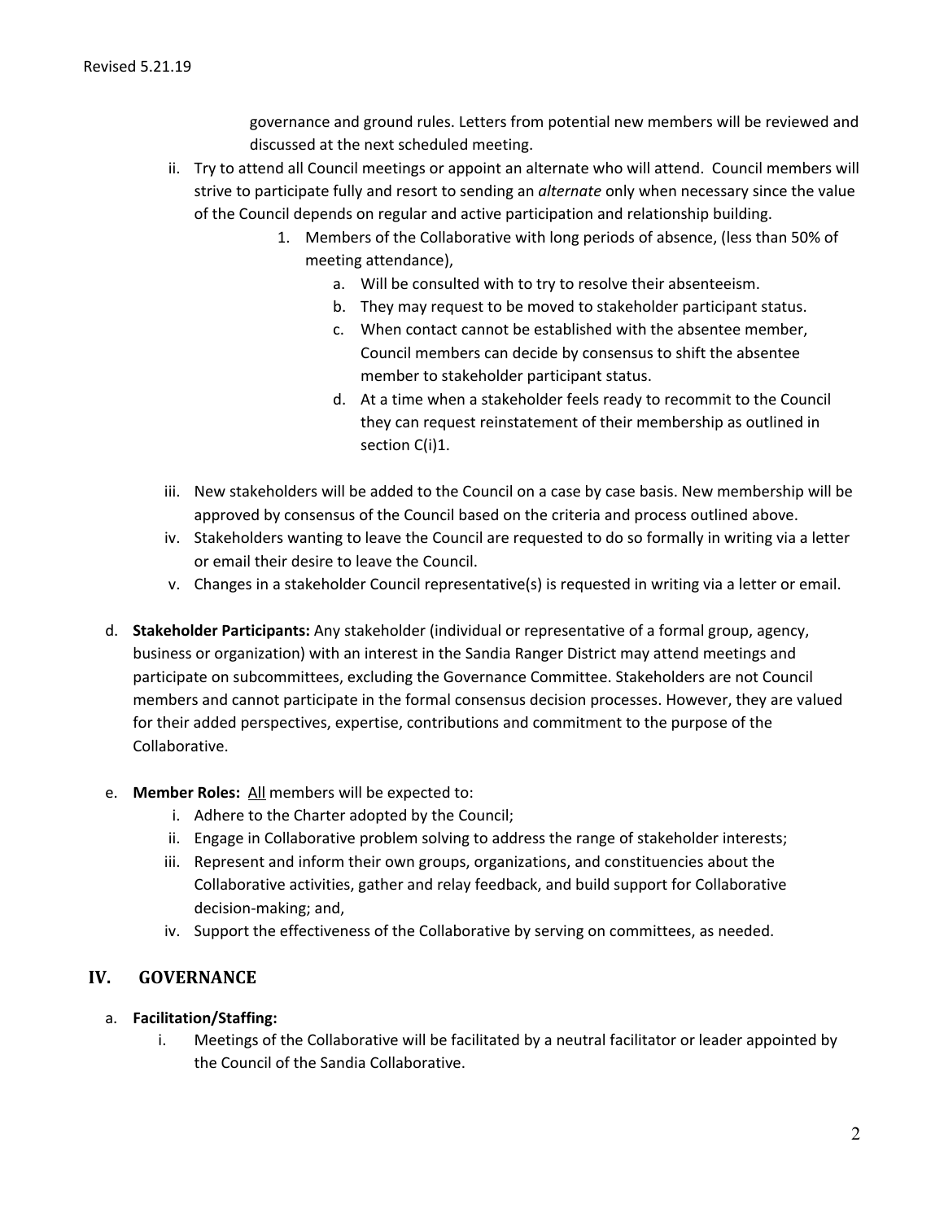governance and ground rules. Letters from potential new members will be reviewed and discussed at the next scheduled meeting.

ii. Try to attend all Council meetings or appoint an alternate who will attend. Council members will strive to participate fully and resort to sending an *alternate* only when necessary since the value of the Council depends on regular and active participation and relationship building.
   1. Members of the Collaborative with long periods of absence, (less than 50% of meeting attendance),
      a. Will be consulted with to try to resolve their absenteeism.
      b. They may request to be moved to stakeholder participant status.
      c. When contact cannot be established with the absentee member, Council members can decide by consensus to shift the absentee member to stakeholder participant status.
      d. At a time when a stakeholder feels ready to recommit to the Council they can request reinstatement of their membership as outlined in section C(i)1.

iii. New stakeholders will be added to the Council on a case by case basis. New membership will be approved by consensus of the Council based on the criteria and process outlined above.

iv. Stakeholders wanting to leave the Council are requested to do so formally in writing via a letter or email their desire to leave the Council.

v. Changes in a stakeholder Council representative(s) is requested in writing via a letter or email.

d. **Stakeholder Participants:** Any stakeholder (individual or representative of a formal group, agency, business or organization) with an interest in the Sandia Ranger District may attend meetings and participate on subcommittees, excluding the Governance Committee. Stakeholders are not Council members and cannot participate in the formal consensus decision processes. However, they are valued for their added perspectives, expertise, contributions and commitment to the purpose of the Collaborative.

e. **Member Roles:** <u>All</u> members will be expected to:
   i. Adhere to the Charter adopted by the Council;
   ii. Engage in Collaborative problem solving to address the range of stakeholder interests;
   iii. Represent and inform their own groups, organizations, and constituencies about the Collaborative activities, gather and relay feedback, and build support for Collaborative decision-making; and,
   iv. Support the effectiveness of the Collaborative by serving on committees, as needed.

## IV. GOVERNANCE

a. **Facilitation/Staffing:**
   i. Meetings of the Collaborative will be facilitated by a neutral facilitator or leader appointed by the Council of the Sandia Collaborative.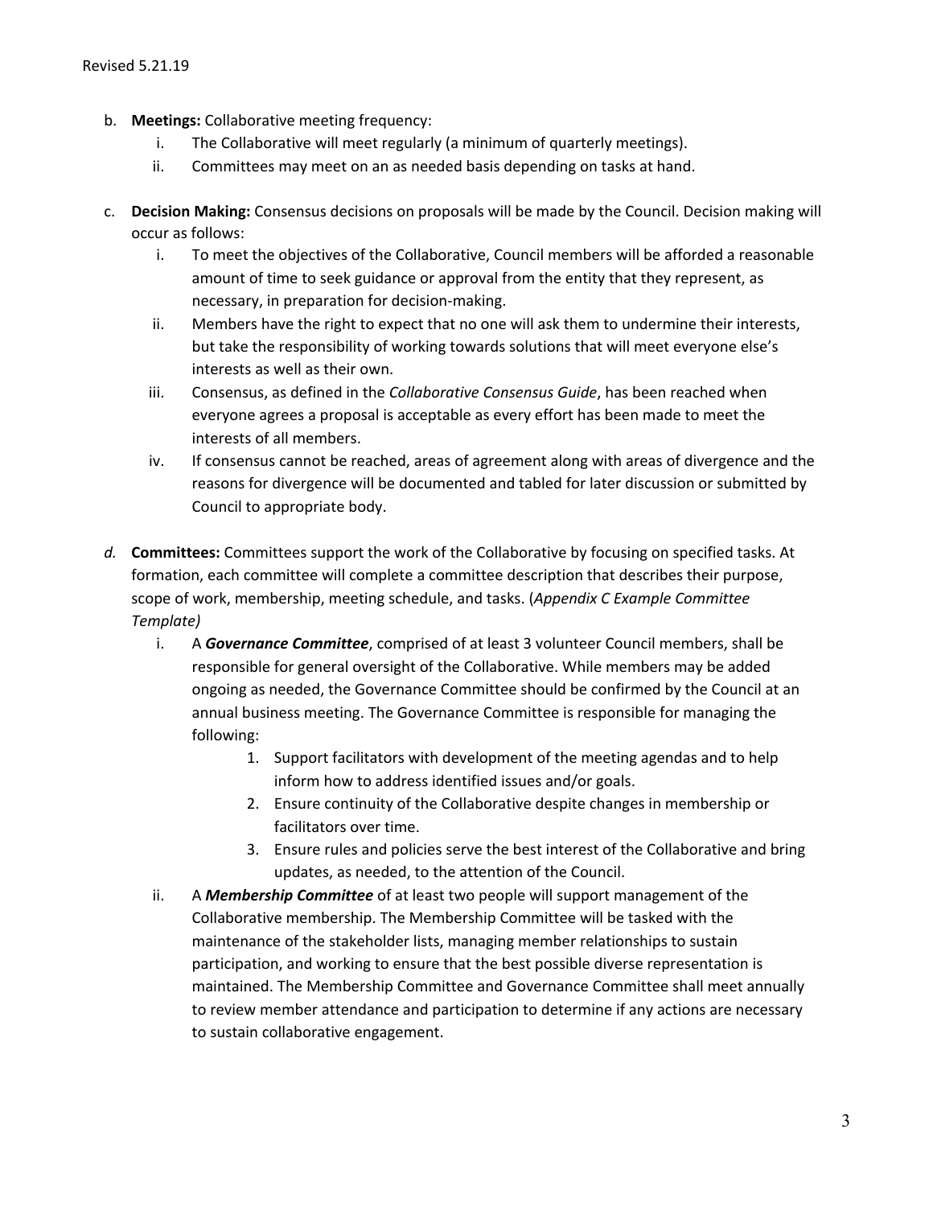b. **Meetings:** Collaborative meeting frequency:
   i. The Collaborative will meet regularly (a minimum of quarterly meetings).
   ii. Committees may meet on an as needed basis depending on tasks at hand.

c. **Decision Making:** Consensus decisions on proposals will be made by the Council. Decision making will occur as follows:
   i. To meet the objectives of the Collaborative, Council members will be afforded a reasonable amount of time to seek guidance or approval from the entity that they represent, as necessary, in preparation for decision-making.
   ii. Members have the right to expect that no one will ask them to undermine their interests, but take the responsibility of working towards solutions that will meet everyone else's interests as well as their own.
   iii. Consensus, as defined in the *Collaborative Consensus Guide*, has been reached when everyone agrees a proposal is acceptable as every effort has been made to meet the interests of all members.
   iv. If consensus cannot be reached, areas of agreement along with areas of divergence and the reasons for divergence will be documented and tabled for later discussion or submitted by Council to appropriate body.

*d.* **Committees:** Committees support the work of the Collaborative by focusing on specified tasks. At formation, each committee will complete a committee description that describes their purpose, scope of work, membership, meeting schedule, and tasks. (*Appendix C Example Committee Template)*
   i. A ***Governance Committee***, comprised of at least 3 volunteer Council members, shall be responsible for general oversight of the Collaborative. While members may be added ongoing as needed, the Governance Committee should be confirmed by the Council at an annual business meeting. The Governance Committee is responsible for managing the following:
      1. Support facilitators with development of the meeting agendas and to help inform how to address identified issues and/or goals.
      2. Ensure continuity of the Collaborative despite changes in membership or facilitators over time.
      3. Ensure rules and policies serve the best interest of the Collaborative and bring updates, as needed, to the attention of the Council.
   ii. A ***Membership Committee*** of at least two people will support management of the Collaborative membership. The Membership Committee will be tasked with the maintenance of the stakeholder lists, managing member relationships to sustain participation, and working to ensure that the best possible diverse representation is maintained. The Membership Committee and Governance Committee shall meet annually to review member attendance and participation to determine if any actions are necessary to sustain collaborative engagement.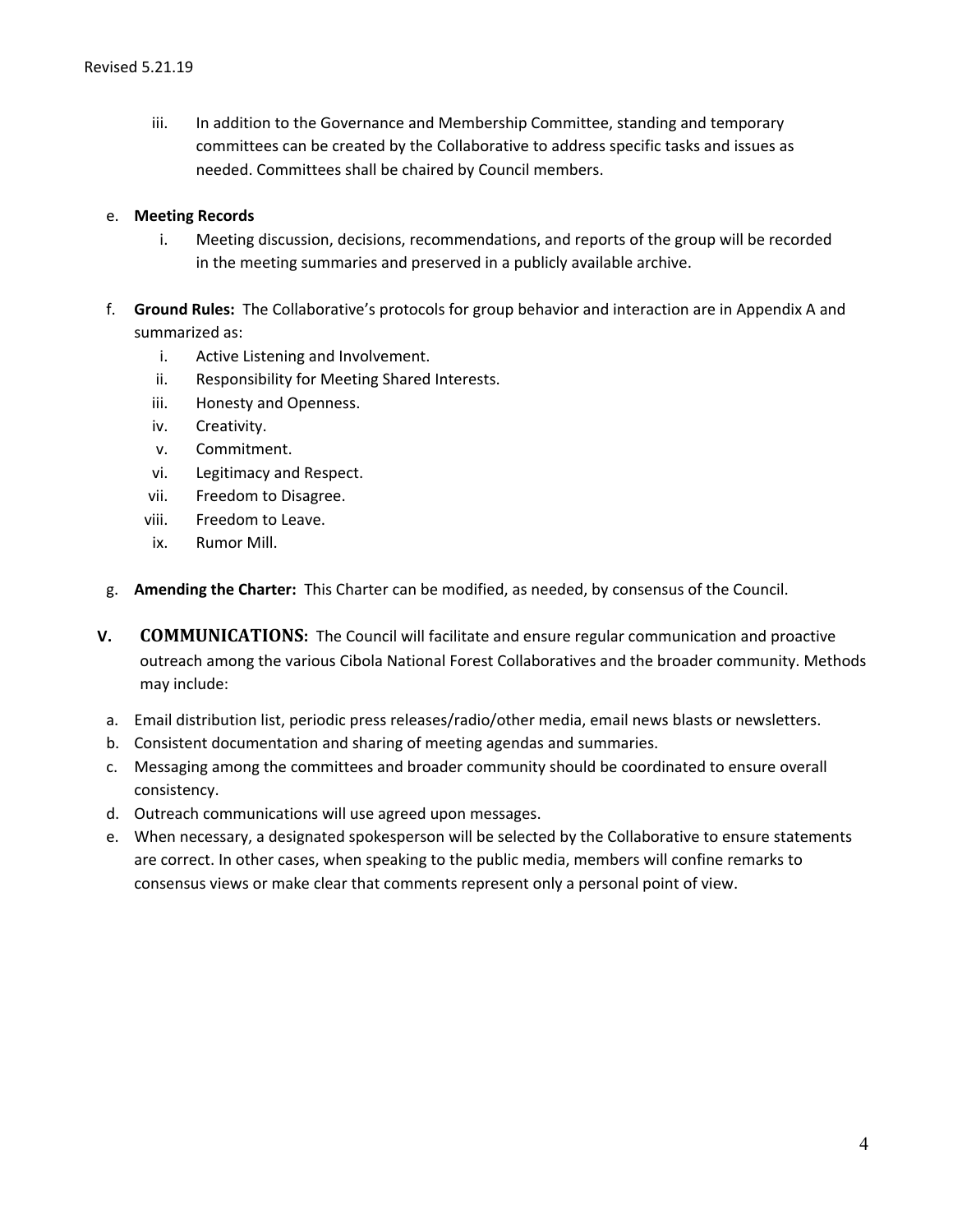iii. In addition to the Governance and Membership Committee, standing and temporary committees can be created by the Collaborative to address specific tasks and issues as needed. Committees shall be chaired by Council members.

e. **Meeting Records**

   i. Meeting discussion, decisions, recommendations, and reports of the group will be recorded in the meeting summaries and preserved in a publicly available archive.

f. **Ground Rules:** The Collaborative's protocols for group behavior and interaction are in Appendix A and summarized as:

   i. Active Listening and Involvement.
   ii. Responsibility for Meeting Shared Interests.
   iii. Honesty and Openness.
   iv. Creativity.
   v. Commitment.
   vi. Legitimacy and Respect.
   vii. Freedom to Disagree.
   viii. Freedom to Leave.
   ix. Rumor Mill.

g. **Amending the Charter:** This Charter can be modified, as needed, by consensus of the Council.

## V. COMMUNICATIONS:

The Council will facilitate and ensure regular communication and proactive outreach among the various Cibola National Forest Collaboratives and the broader community. Methods may include:

a. Email distribution list, periodic press releases/radio/other media, email news blasts or newsletters.
b. Consistent documentation and sharing of meeting agendas and summaries.
c. Messaging among the committees and broader community should be coordinated to ensure overall consistency.
d. Outreach communications will use agreed upon messages.
e. When necessary, a designated spokesperson will be selected by the Collaborative to ensure statements are correct. In other cases, when speaking to the public media, members will confine remarks to consensus views or make clear that comments represent only a personal point of view.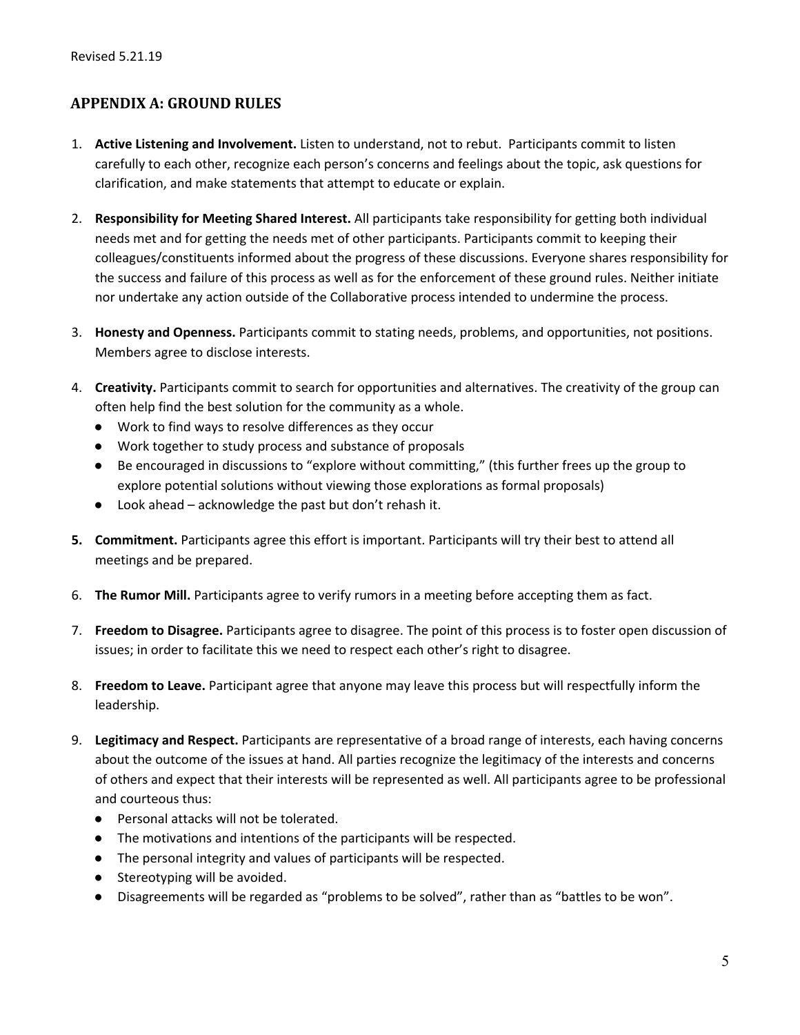Revised 5.21.19

## APPENDIX A: GROUND RULES

1. **Active Listening and Involvement.** Listen to understand, not to rebut. Participants commit to listen carefully to each other, recognize each person's concerns and feelings about the topic, ask questions for clarification, and make statements that attempt to educate or explain.

2. **Responsibility for Meeting Shared Interest.** All participants take responsibility for getting both individual needs met and for getting the needs met of other participants. Participants commit to keeping their colleagues/constituents informed about the progress of these discussions. Everyone shares responsibility for the success and failure of this process as well as for the enforcement of these ground rules. Neither initiate nor undertake any action outside of the Collaborative process intended to undermine the process.

3. **Honesty and Openness.** Participants commit to stating needs, problems, and opportunities, not positions. Members agree to disclose interests.

4. **Creativity.** Participants commit to search for opportunities and alternatives. The creativity of the group can often help find the best solution for the community as a whole.
   - Work to find ways to resolve differences as they occur
   - Work together to study process and substance of proposals
   - Be encouraged in discussions to "explore without committing," (this further frees up the group to explore potential solutions without viewing those explorations as formal proposals)
   - Look ahead – acknowledge the past but don't rehash it.

5. **Commitment.** Participants agree this effort is important. Participants will try their best to attend all meetings and be prepared.

6. **The Rumor Mill.** Participants agree to verify rumors in a meeting before accepting them as fact.

7. **Freedom to Disagree.** Participants agree to disagree. The point of this process is to foster open discussion of issues; in order to facilitate this we need to respect each other's right to disagree.

8. **Freedom to Leave.** Participant agree that anyone may leave this process but will respectfully inform the leadership.

9. **Legitimacy and Respect.** Participants are representative of a broad range of interests, each having concerns about the outcome of the issues at hand. All parties recognize the legitimacy of the interests and concerns of others and expect that their interests will be represented as well. All participants agree to be professional and courteous thus:
   - Personal attacks will not be tolerated.
   - The motivations and intentions of the participants will be respected.
   - The personal integrity and values of participants will be respected.
   - Stereotyping will be avoided.
   - Disagreements will be regarded as "problems to be solved", rather than as "battles to be won".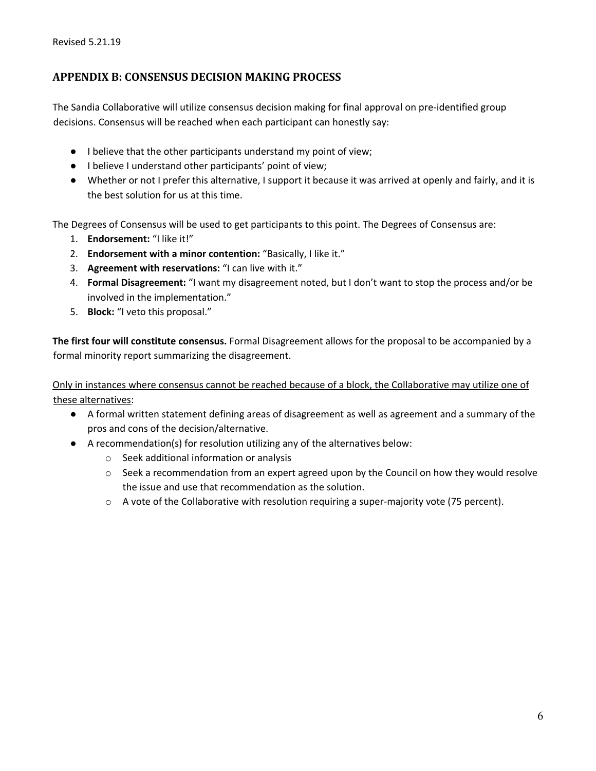Revised 5.21.19

## APPENDIX B: CONSENSUS DECISION MAKING PROCESS

The Sandia Collaborative will utilize consensus decision making for final approval on pre-identified group decisions. Consensus will be reached when each participant can honestly say:

- I believe that the other participants understand my point of view;
- I believe I understand other participants' point of view;
- Whether or not I prefer this alternative, I support it because it was arrived at openly and fairly, and it is the best solution for us at this time.

The Degrees of Consensus will be used to get participants to this point. The Degrees of Consensus are:

1. **Endorsement:** "I like it!"
2. **Endorsement with a minor contention:** "Basically, I like it."
3. **Agreement with reservations:** "I can live with it."
4. **Formal Disagreement:** "I want my disagreement noted, but I don't want to stop the process and/or be involved in the implementation."
5. **Block:** "I veto this proposal."

**The first four will constitute consensus.** Formal Disagreement allows for the proposal to be accompanied by a formal minority report summarizing the disagreement.

<u>Only in instances where consensus cannot be reached because of a block, the Collaborative may utilize one of these alternatives</u>:

- A formal written statement defining areas of disagreement as well as agreement and a summary of the pros and cons of the decision/alternative.
- A recommendation(s) for resolution utilizing any of the alternatives below:
  - Seek additional information or analysis
  - Seek a recommendation from an expert agreed upon by the Council on how they would resolve the issue and use that recommendation as the solution.
  - A vote of the Collaborative with resolution requiring a super-majority vote (75 percent).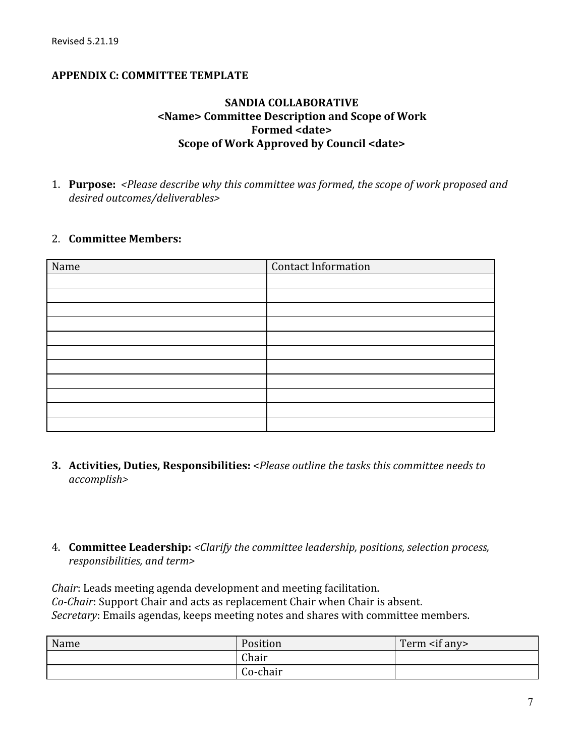## APPENDIX C: COMMITTEE TEMPLATE

**SANDIA COLLABORATIVE**
**<Name> Committee Description and Scope of Work**
**Formed <date>**
**Scope of Work Approved by Council <date>**

1. **Purpose:** *<Please describe why this committee was formed, the scope of work proposed and desired outcomes/deliverables>*

2. **Committee Members:**

| Name | Contact Information |
|---|---|
| | |
| | |
| | |
| | |
| | |
| | |
| | |
| | |
| | |
| | |
| | |

3. **Activities, Duties, Responsibilities:** *<Please outline the tasks this committee needs to accomplish>*

4. **Committee Leadership:** *<Clarify the committee leadership, positions, selection process, responsibilities, and term>*

*Chair*: Leads meeting agenda development and meeting facilitation.
*Co-Chair*: Support Chair and acts as replacement Chair when Chair is absent.
*Secretary*: Emails agendas, keeps meeting notes and shares with committee members.

| Name | Position | Term <if any> |
|---|---|---|
| | Chair | |
| | Co-chair | |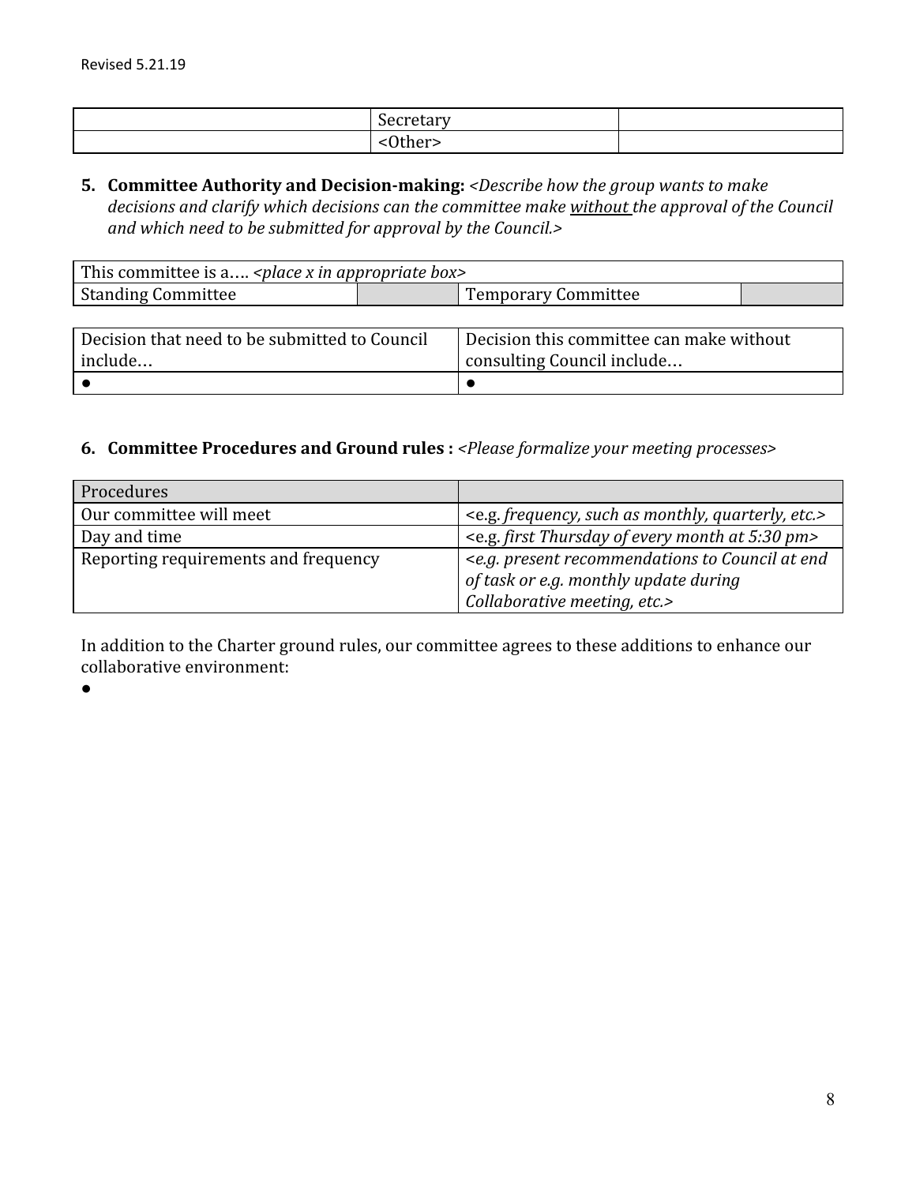| | | |
|---|---|---|
| | Secretary | |
| | <Other> | |

5. **Committee Authority and Decision-making:** *<Describe how the group wants to make decisions and clarify which decisions can the committee make* without *the approval of the Council and which need to be submitted for approval by the Council.>*

| This committee is a…. *<place x in appropriate box>* | | | |
|---|---|---|---|
| Standing Committee | | Temporary Committee | |

| Decision that need to be submitted to Council include… | Decision this committee can make without consulting Council include… |
|---|---|
| ● | ● |

6. **Committee Procedures and Ground rules :** *<Please formalize your meeting processes>*

| Procedures | |
|---|---|
| Our committee will meet | <e.g. *frequency, such as monthly, quarterly, etc.>* |
| Day and time | <e.g. *first Thursday of every month at 5:30 pm>* |
| Reporting requirements and frequency | *<e.g. present recommendations to Council at end of task or e.g. monthly update during Collaborative meeting, etc.>* |

In addition to the Charter ground rules, our committee agrees to these additions to enhance our collaborative environment:

●